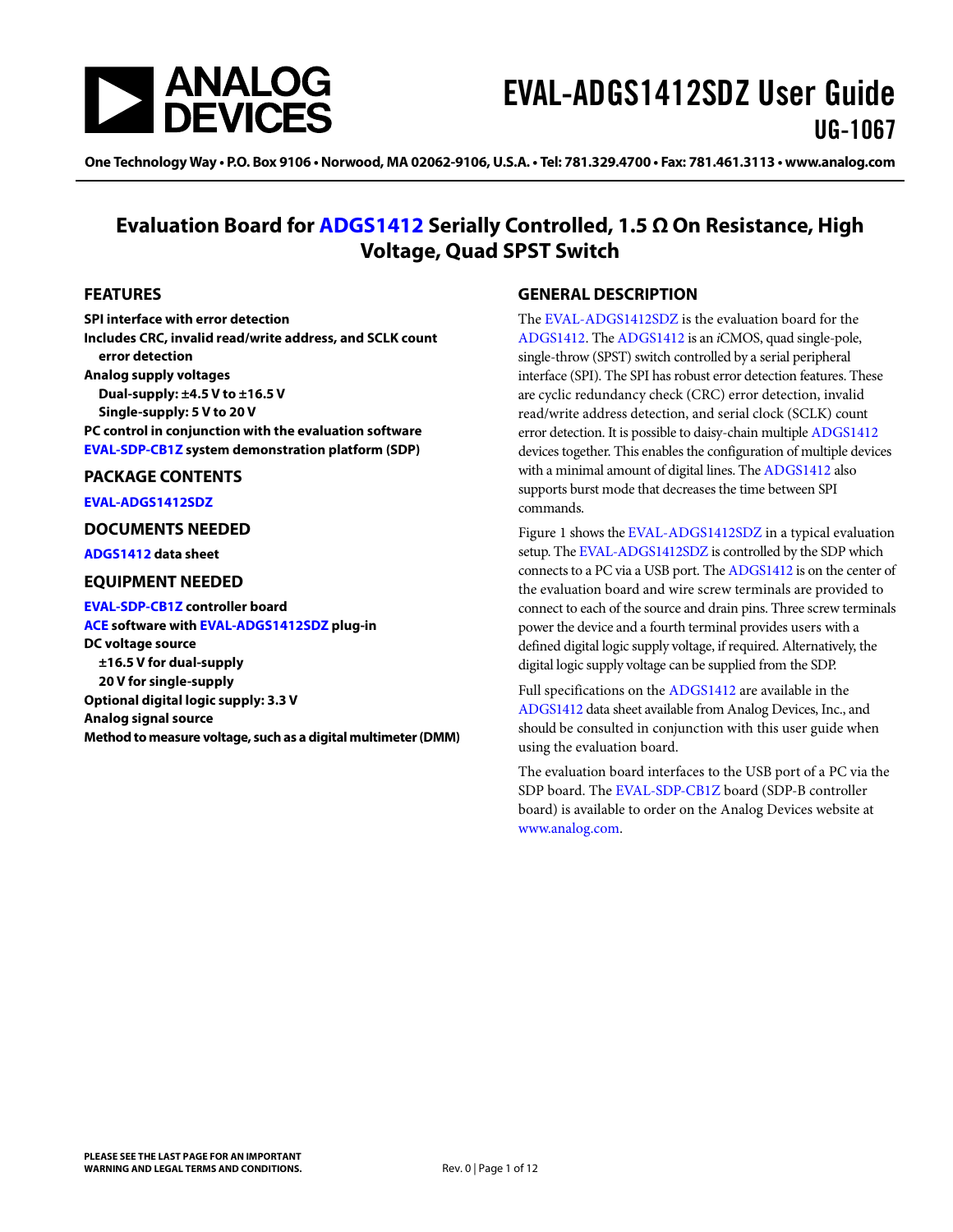# EVAL-ADGS1412SDZ User Guide

## UG-1067

One Technology Way • P.O. Box 9106 • Norwood, MA 02062-9106, U.S.A. • Tel: 781.329.4700 • Fax: 781.461.3113 • www.analog.com

## Evaluation Board for ADGS1412 Serially Controlled, 1.5 Ω On Resistance, High Voltage, Quad SPST Switch

### FEATURES

**SPI interface with error detection**
**Includes CRC, invalid read/write address, and SCLK count error detection**
**Analog supply voltages**
- **Dual-supply: ±4.5 V to ±16.5 V**
- **Single-supply: 5 V to 20 V**

**PC control in conjunction with the evaluation software**
**EVAL-SDP-CB1Z system demonstration platform (SDP)**

### PACKAGE CONTENTS

**EVAL-ADGS1412SDZ**

### DOCUMENTS NEEDED

**ADGS1412 data sheet**

### EQUIPMENT NEEDED

**EVAL-SDP-CB1Z controller board**
**ACE software with EVAL-ADGS1412SDZ plug-in**
**DC voltage source**
- **±16.5 V for dual-supply**
- **20 V for single-supply**

**Optional digital logic supply: 3.3 V**
**Analog signal source**
**Method to measure voltage, such as a digital multimeter (DMM)**

### GENERAL DESCRIPTION

The EVAL-ADGS1412SDZ is the evaluation board for the ADGS1412. The ADGS1412 is an *i*CMOS, quad single-pole, single-throw (SPST) switch controlled by a serial peripheral interface (SPI). The SPI has robust error detection features. These are cyclic redundancy check (CRC) error detection, invalid read/write address detection, and serial clock (SCLK) count error detection. It is possible to daisy-chain multiple ADGS1412 devices together. This enables the configuration of multiple devices with a minimal amount of digital lines. The ADGS1412 also supports burst mode that decreases the time between SPI commands.

Figure 1 shows the EVAL-ADGS1412SDZ in a typical evaluation setup. The EVAL-ADGS1412SDZ is controlled by the SDP which connects to a PC via a USB port. The ADGS1412 is on the center of the evaluation board and wire screw terminals are provided to connect to each of the source and drain pins. Three screw terminals power the device and a fourth terminal provides users with a defined digital logic supply voltage, if required. Alternatively, the digital logic supply voltage can be supplied from the SDP.

Full specifications on the ADGS1412 are available in the ADGS1412 data sheet available from Analog Devices, Inc., and should be consulted in conjunction with this user guide when using the evaluation board.

The evaluation board interfaces to the USB port of a PC via the SDP board. The EVAL-SDP-CB1Z board (SDP-B controller board) is available to order on the Analog Devices website at www.analog.com.

PLEASE SEE THE LAST PAGE FOR AN IMPORTANT WARNING AND LEGAL TERMS AND CONDITIONS.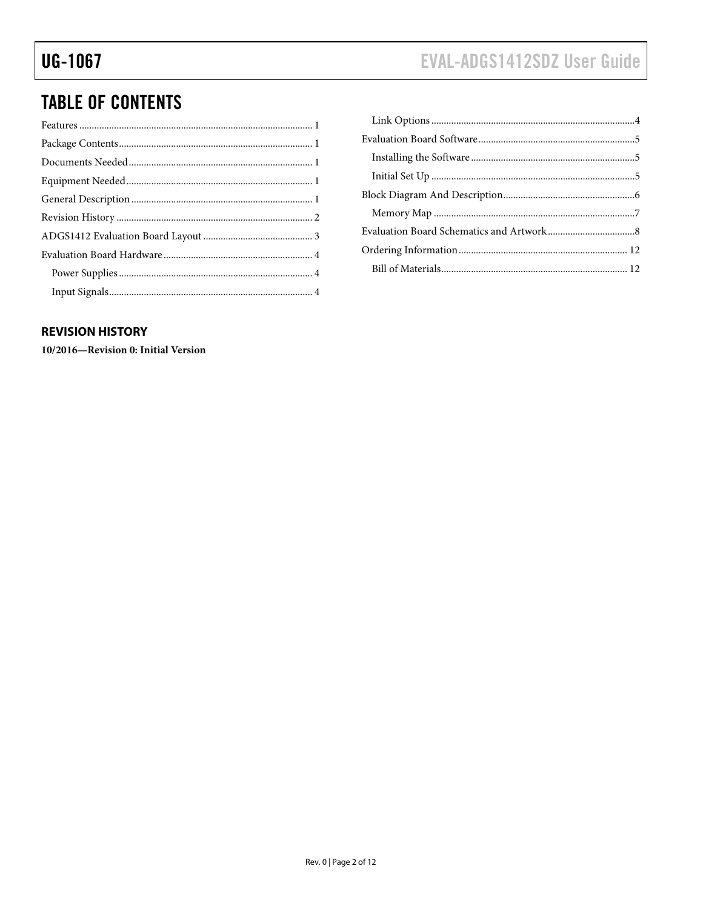# TABLE OF CONTENTS

Features ... 1
Package Contents ... 1
Documents Needed ... 1
Equipment Needed ... 1
General Description ... 1
Revision History ... 2
ADGS1412 Evaluation Board Layout ... 3
Evaluation Board Hardware ... 4
- Power Supplies ... 4
- Input Signals ... 4
- Link Options ... 4

Evaluation Board Software ... 5
- Installing the Software ... 5
- Initial Set Up ... 5

Block Diagram And Description ... 6
- Memory Map ... 7

Evaluation Board Schematics and Artwork ... 8
Ordering Information ... 12
- Bill of Materials ... 12

## REVISION HISTORY

**10/2016—Revision 0: Initial Version**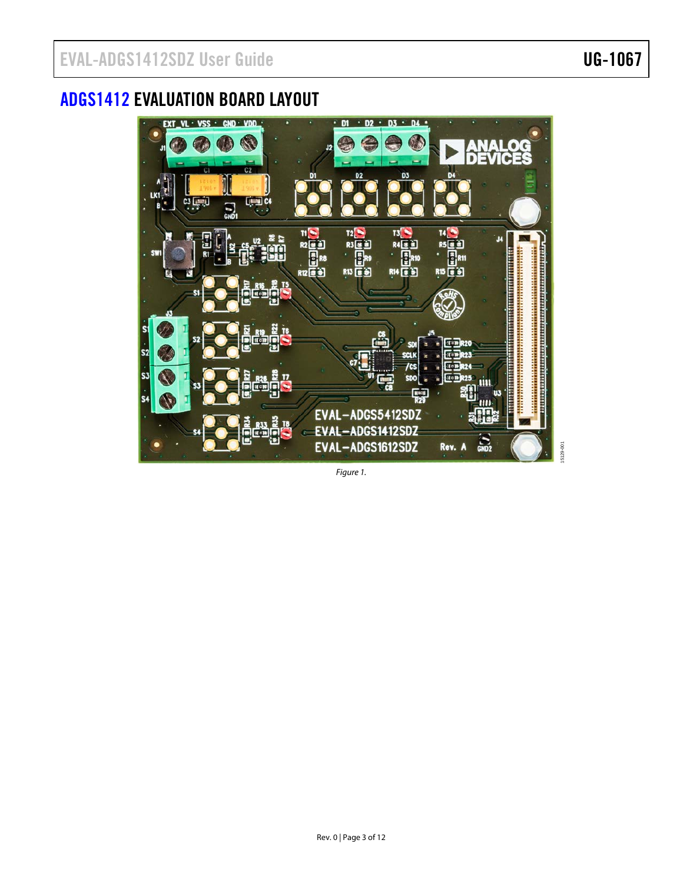## ADGS1412 EVALUATION BOARD LAYOUT

Figure 1.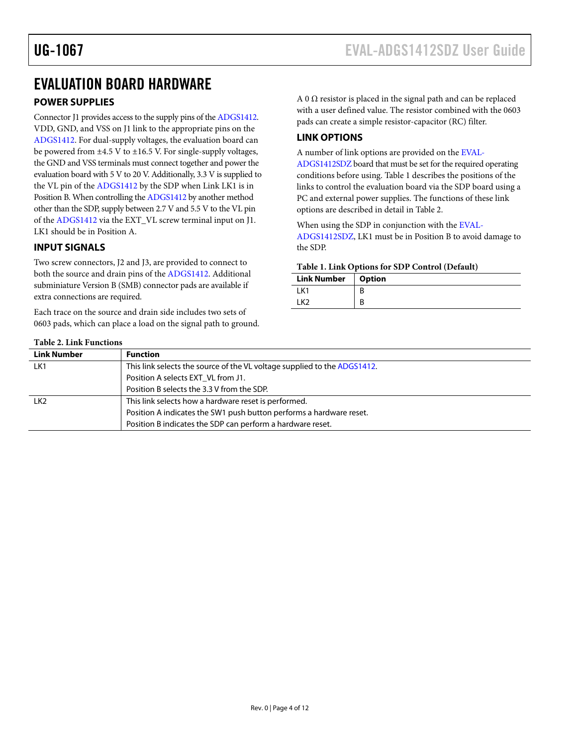# EVALUATION BOARD HARDWARE

## POWER SUPPLIES

Connector J1 provides access to the supply pins of the ADGS1412. VDD, GND, and VSS on J1 link to the appropriate pins on the ADGS1412. For dual-supply voltages, the evaluation board can be powered from ±4.5 V to ±16.5 V. For single-supply voltages, the GND and VSS terminals must connect together and power the evaluation board with 5 V to 20 V. Additionally, 3.3 V is supplied to the VL pin of the ADGS1412 by the SDP when Link LK1 is in Position B. When controlling the ADGS1412 by another method other than the SDP, supply between 2.7 V and 5.5 V to the VL pin of the ADGS1412 via the EXT_VL screw terminal input on J1. LK1 should be in Position A.

## INPUT SIGNALS

Two screw connectors, J2 and J3, are provided to connect to both the source and drain pins of the ADGS1412. Additional subminiature Version B (SMB) connector pads are available if extra connections are required.

Each trace on the source and drain side includes two sets of 0603 pads, which can place a load on the signal path to ground.

A 0 Ω resistor is placed in the signal path and can be replaced with a user defined value. The resistor combined with the 0603 pads can create a simple resistor-capacitor (RC) filter.

## LINK OPTIONS

A number of link options are provided on the EVAL-ADGS1412SDZ board that must be set for the required operating conditions before using. Table 1 describes the positions of the links to control the evaluation board via the SDP board using a PC and external power supplies. The functions of these link options are described in detail in Table 2.

When using the SDP in conjunction with the EVAL-ADGS1412SDZ, LK1 must be in Position B to avoid damage to the SDP.

**Table 1. Link Options for SDP Control (Default)**

| Link Number | Option |
|---|---|
| LK1 | B |
| LK2 | B |

**Table 2. Link Functions**

| Link Number | Function |
|---|---|
| LK1 | This link selects the source of the VL voltage supplied to the ADGS1412. |
| | Position A selects EXT_VL from J1. |
| | Position B selects the 3.3 V from the SDP. |
| LK2 | This link selects how a hardware reset is performed. |
| | Position A indicates the SW1 push button performs a hardware reset. |
| | Position B indicates the SDP can perform a hardware reset. |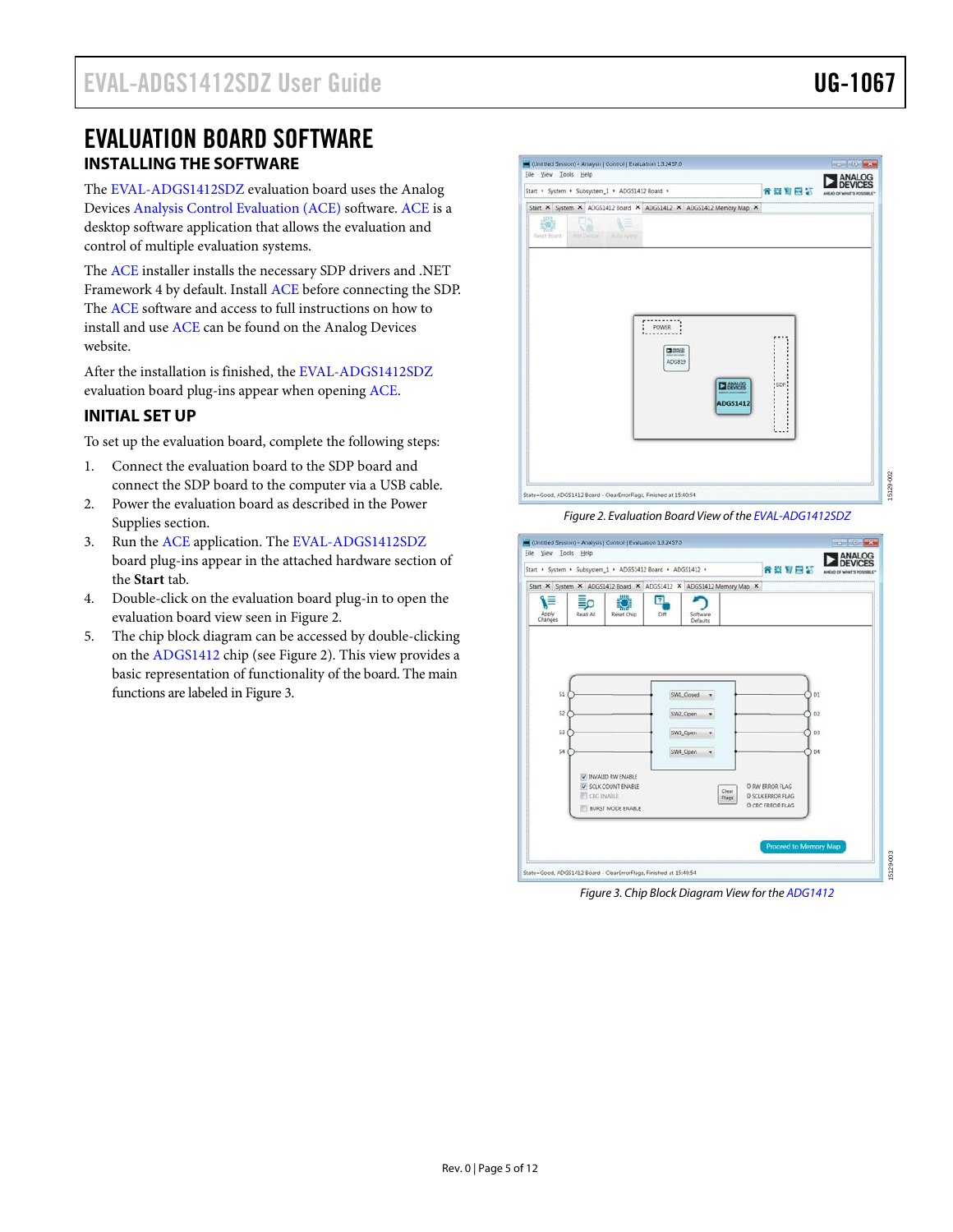# EVALUATION BOARD SOFTWARE

## INSTALLING THE SOFTWARE

The EVAL-ADGS1412SDZ evaluation board uses the Analog Devices Analysis Control Evaluation (ACE) software. ACE is a desktop software application that allows the evaluation and control of multiple evaluation systems.

The ACE installer installs the necessary SDP drivers and .NET Framework 4 by default. Install ACE before connecting the SDP. The ACE software and access to full instructions on how to install and use ACE can be found on the Analog Devices website.

After the installation is finished, the EVAL-ADGS1412SDZ evaluation board plug-ins appear when opening ACE.

## INITIAL SET UP

To set up the evaluation board, complete the following steps:

1. Connect the evaluation board to the SDP board and connect the SDP board to the computer via a USB cable.
2. Power the evaluation board as described in the Power Supplies section.
3. Run the ACE application. The EVAL-ADGS1412SDZ board plug-ins appear in the attached hardware section of the **Start** tab.
4. Double-click on the evaluation board plug-in to open the evaluation board view seen in Figure 2.
5. The chip block diagram can be accessed by double-clicking on the ADGS1412 chip (see Figure 2). This view provides a basic representation of functionality of the board. The main functions are labeled in Figure 3.

*Figure 2. Evaluation Board View of the EVAL-ADG1412SDZ*

*Figure 3. Chip Block Diagram View for the ADG1412*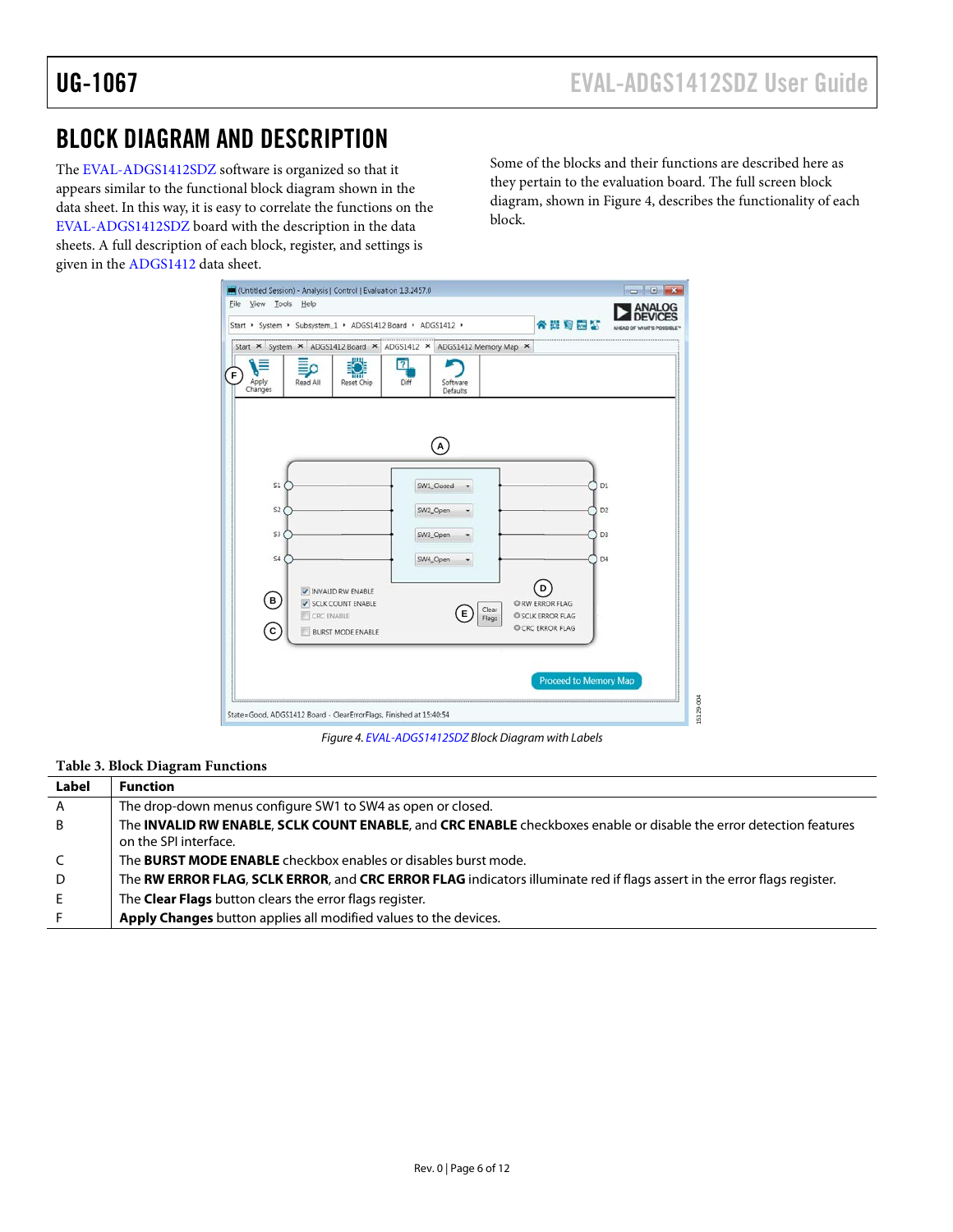# BLOCK DIAGRAM AND DESCRIPTION

The EVAL-ADGS1412SDZ software is organized so that it appears similar to the functional block diagram shown in the data sheet. In this way, it is easy to correlate the functions on the EVAL-ADGS1412SDZ board with the description in the data sheets. A full description of each block, register, and settings is given in the ADGS1412 data sheet.

Some of the blocks and their functions are described here as they pertain to the evaluation board. The full screen block diagram, shown in Figure 4, describes the functionality of each block.

*Figure 4. EVAL-ADGS1412SDZ Block Diagram with Labels*

**Table 3. Block Diagram Functions**

| Label | Function |
|---|---|
| A | The drop-down menus configure SW1 to SW4 as open or closed. |
| B | The **INVALID RW ENABLE**, **SCLK COUNT ENABLE**, and **CRC ENABLE** checkboxes enable or disable the error detection features on the SPI interface. |
| C | The **BURST MODE ENABLE** checkbox enables or disables burst mode. |
| D | The **RW ERROR FLAG**, **SCLK ERROR**, and **CRC ERROR FLAG** indicators illuminate red if flags assert in the error flags register. |
| E | The **Clear Flags** button clears the error flags register. |
| F | **Apply Changes** button applies all modified values to the devices. |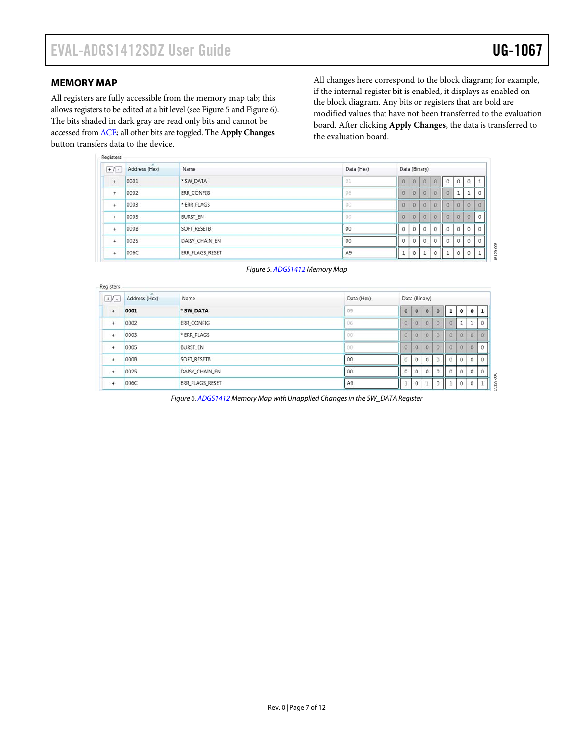## MEMORY MAP

All registers are fully accessible from the memory map tab; this allows registers to be edited at a bit level (see Figure 5 and Figure 6). The bits shaded in dark gray are read only bits and cannot be accessed from ACE; all other bits are toggled. The **Apply Changes** button transfers data to the device.

All changes here correspond to the block diagram; for example, if the internal register bit is enabled, it displays as enabled on the block diagram. Any bits or registers that are bold are modified values that have not been transferred to the evaluation board. After clicking **Apply Changes**, the data is transferred to the evaluation board.

Registers

| +/- | Address (Hex) | Name | Data (Hex) | Data (Binary) | | | | | | | |
|---|---|---|---|---|---|---|---|---|---|---|---|
| + | 0001 | * SW_DATA | 01 | 0 | 0 | 0 | 0 | 0 | 0 | 0 | 1 |
| + | 0002 | ERR_CONFIG | 06 | 0 | 0 | 0 | 0 | 0 | 1 | 1 | 0 |
| + | 0003 | * ERR_FLAGS | 00 | 0 | 0 | 0 | 0 | 0 | 0 | 0 | 0 |
| + | 0005 | BURST_EN | 00 | 0 | 0 | 0 | 0 | 0 | 0 | 0 | 0 |
| + | 000B | SOFT_RESETB | 00 | 0 | 0 | 0 | 0 | 0 | 0 | 0 | 0 |
| + | 0025 | DAISY_CHAIN_EN | 00 | 0 | 0 | 0 | 0 | 0 | 0 | 0 | 0 |
| + | 006C | ERR_FLAGS_RESET | A9 | 1 | 0 | 1 | 0 | 1 | 0 | 0 | 1 |

*Figure 5. ADGS1412 Memory Map*

Registers

| +/- | Address (Hex) | Name | Data (Hex) | Data (Binary) | | | | | | | |
|---|---|---|---|---|---|---|---|---|---|---|---|
| + | **0001** | **\* SW_DATA** | 09 | **0** | **0** | **0** | **0** | **1** | **0** | **0** | **1** |
| + | 0002 | ERR_CONFIG | 06 | 0 | 0 | 0 | 0 | 0 | 1 | 1 | 0 |
| + | 0003 | * ERR_FLAGS | 00 | 0 | 0 | 0 | 0 | 0 | 0 | 0 | 0 |
| + | 0005 | BURST_EN | 00 | 0 | 0 | 0 | 0 | 0 | 0 | 0 | 0 |
| + | 000B | SOFT_RESETB | 00 | 0 | 0 | 0 | 0 | 0 | 0 | 0 | 0 |
| + | 0025 | DAISY_CHAIN_EN | 00 | 0 | 0 | 0 | 0 | 0 | 0 | 0 | 0 |
| + | 006C | ERR_FLAGS_RESET | A9 | 1 | 0 | 1 | 0 | 1 | 0 | 0 | 1 |

*Figure 6. ADGS1412 Memory Map with Unapplied Changes in the SW_DATA Register*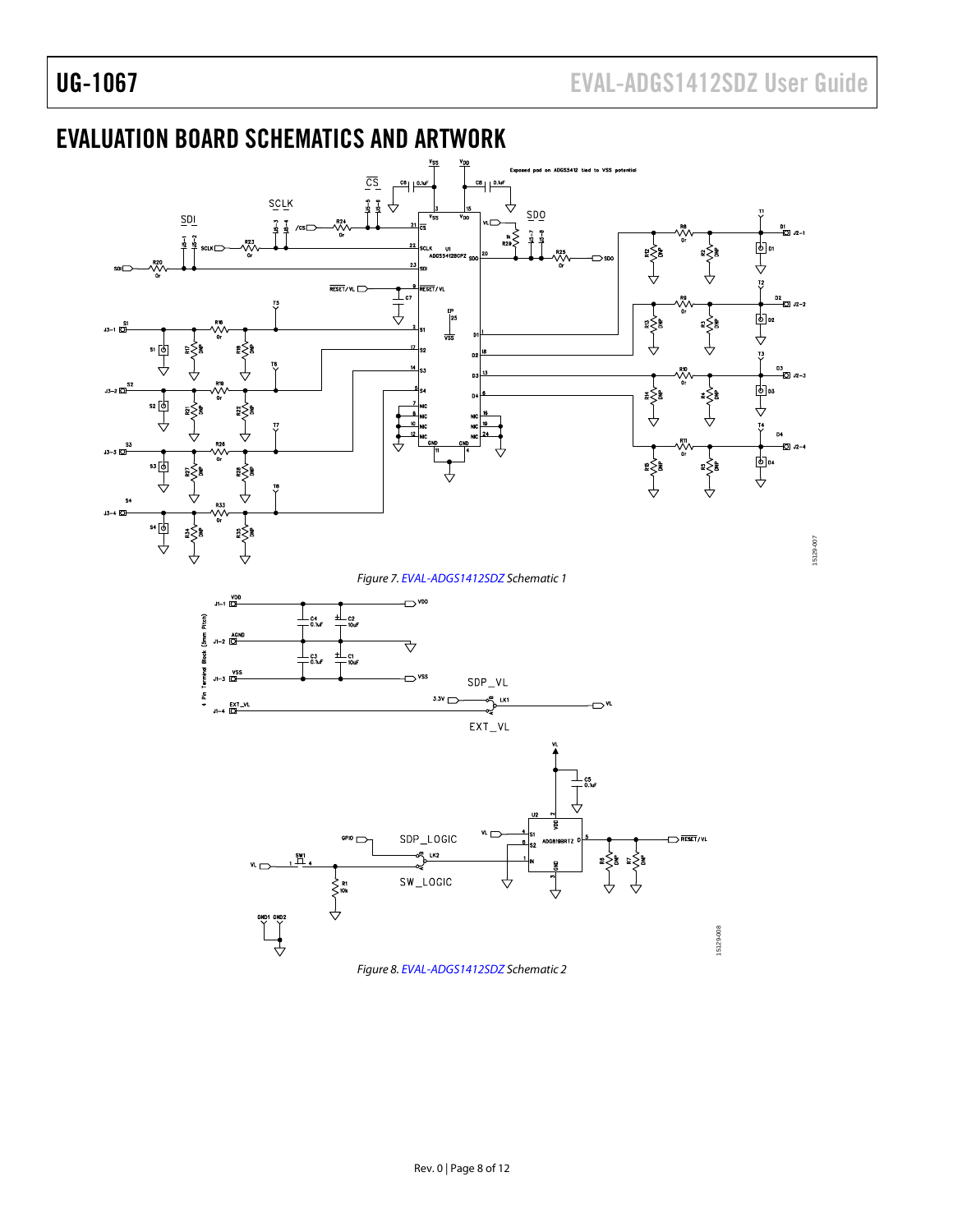## EVALUATION BOARD SCHEMATICS AND ARTWORK

*Figure 7. EVAL-ADGS1412SDZ Schematic 1*

*Figure 8. EVAL-ADGS1412SDZ Schematic 2*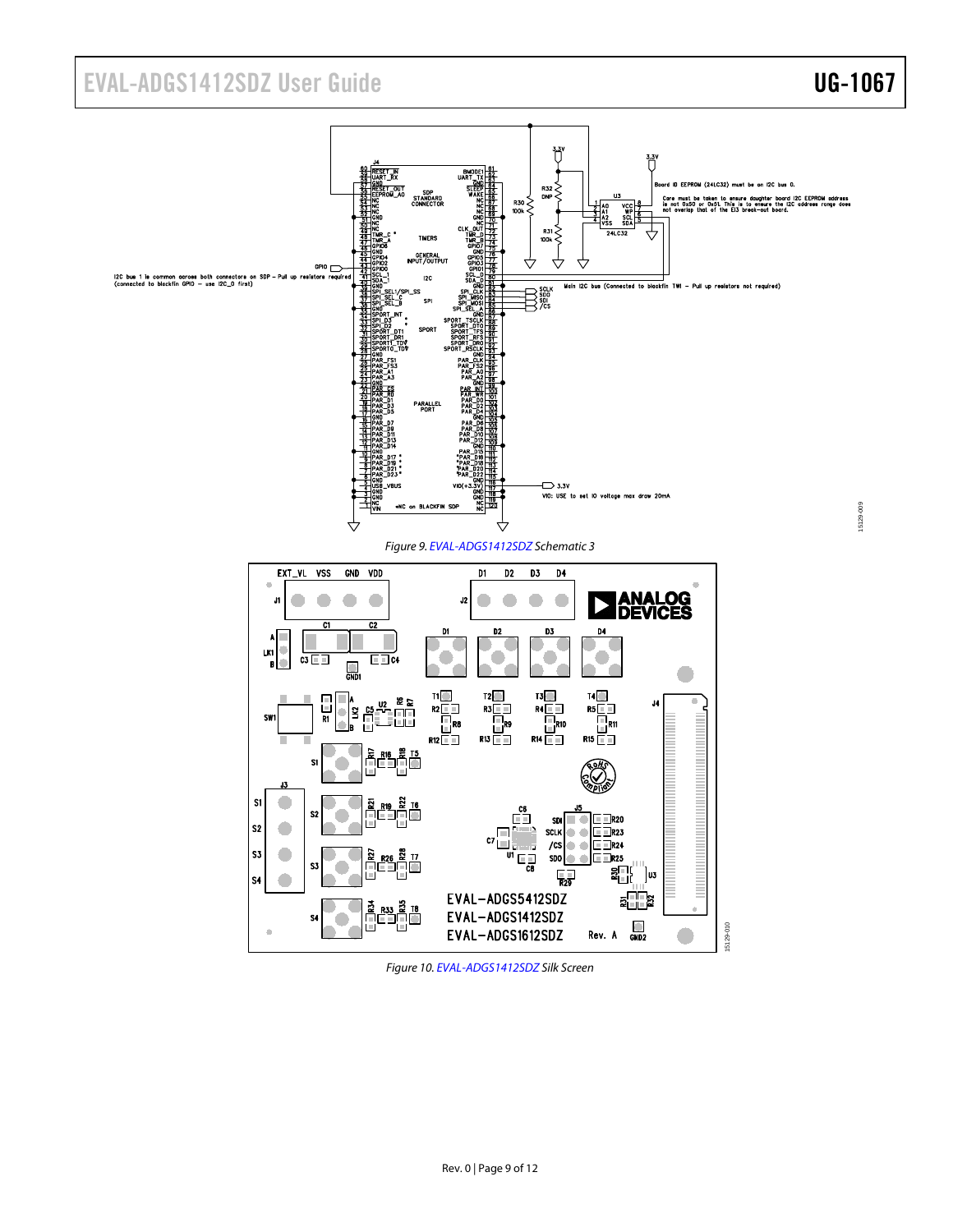Figure 9. EVAL-ADGS1412SDZ Schematic 3

Figure 10. EVAL-ADGS1412SDZ Silk Screen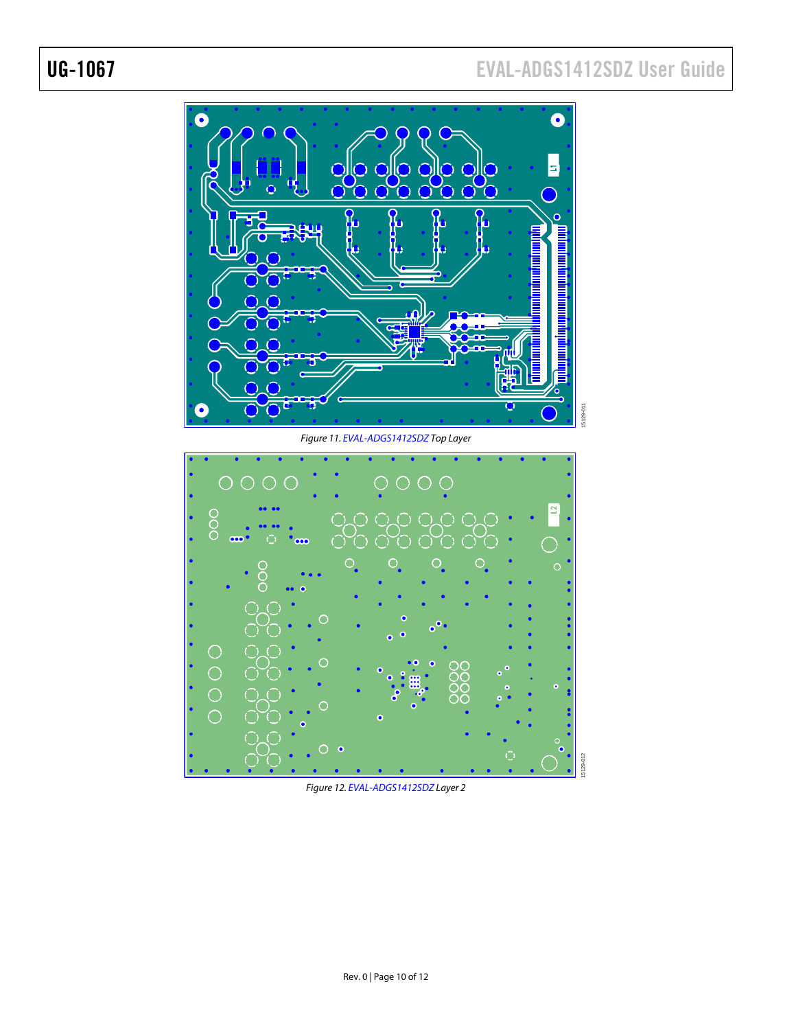L1

15129-011

*Figure 11. EVAL-ADGS1412SDZ Top Layer*

L2

15129-012

*Figure 12. EVAL-ADGS1412SDZ Layer 2*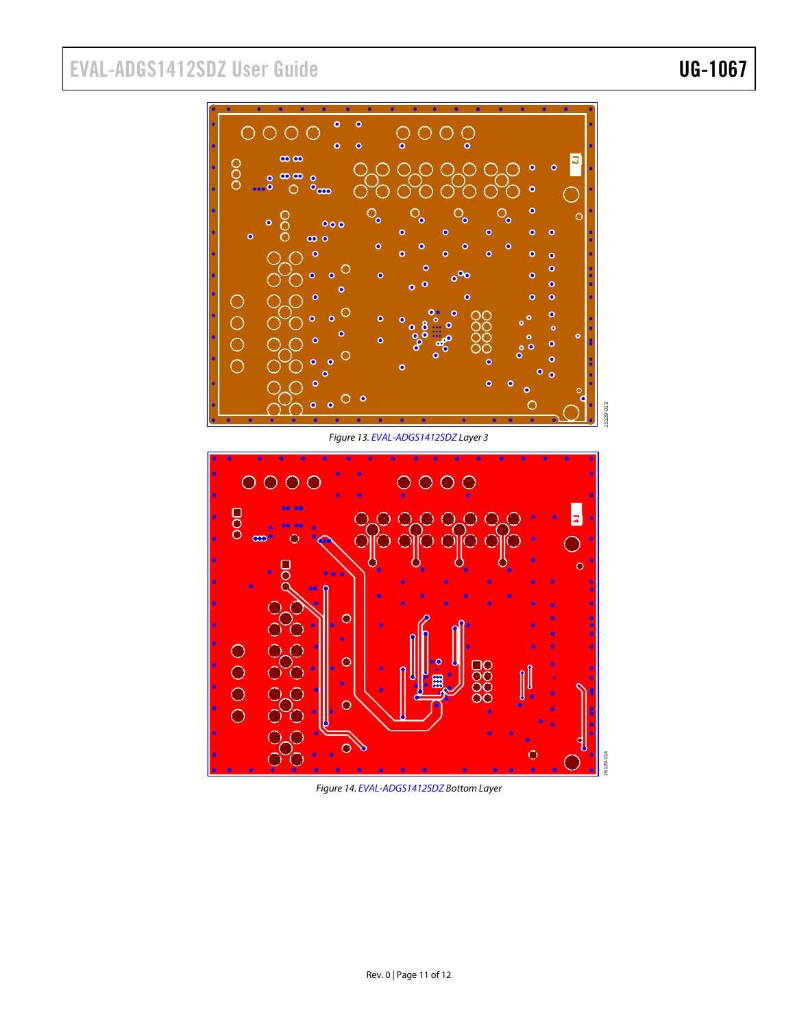L3

15129-013

Figure 13. EVAL-ADGS1412SDZ Layer 3

L4

15129-014

Figure 14. EVAL-ADGS1412SDZ Bottom Layer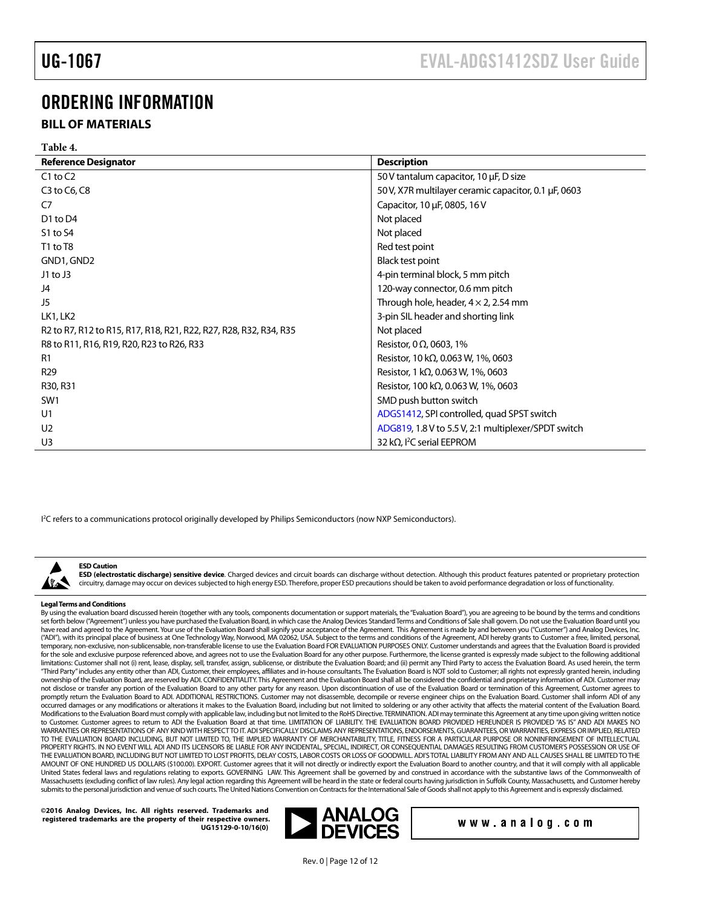# ORDERING INFORMATION

## BILL OF MATERIALS

**Table 4.**

| Reference Designator | Description |
|---|---|
| C1 to C2 | 50 V tantalum capacitor, 10 µF, D size |
| C3 to C6, C8 | 50 V, X7R multilayer ceramic capacitor, 0.1 µF, 0603 |
| C7 | Capacitor, 10 µF, 0805, 16 V |
| D1 to D4 | Not placed |
| S1 to S4 | Not placed |
| T1 to T8 | Red test point |
| GND1, GND2 | Black test point |
| J1 to J3 | 4-pin terminal block, 5 mm pitch |
| J4 | 120-way connector, 0.6 mm pitch |
| J5 | Through hole, header, 4 × 2, 2.54 mm |
| LK1, LK2 | 3-pin SIL header and shorting link |
| R2 to R7, R12 to R15, R17, R18, R21, R22, R27, R28, R32, R34, R35 | Not placed |
| R8 to R11, R16, R19, R20, R23 to R26, R33 | Resistor, 0 Ω, 0603, 1% |
| R1 | Resistor, 10 kΩ, 0.063 W, 1%, 0603 |
| R29 | Resistor, 1 kΩ, 0.063 W, 1%, 0603 |
| R30, R31 | Resistor, 100 kΩ, 0.063 W, 1%, 0603 |
| SW1 | SMD push button switch |
| U1 | ADGS1412, SPI controlled, quad SPST switch |
| U2 | ADG819, 1.8 V to 5.5 V, 2:1 multiplexer/SPDT switch |
| U3 | 32 kΩ, I²C serial EEPROM |

I²C refers to a communications protocol originally developed by Philips Semiconductors (now NXP Semiconductors).

**ESD Caution**

**ESD (electrostatic discharge) sensitive device**. Charged devices and circuit boards can discharge without detection. Although this product features patented or proprietary protection circuitry, damage may occur on devices subjected to high energy ESD. Therefore, proper ESD precautions should be taken to avoid performance degradation or loss of functionality.

**Legal Terms and Conditions**

By using the evaluation board discussed herein (together with any tools, components documentation or support materials, the "Evaluation Board"), you are agreeing to be bound by the terms and conditions set forth below ("Agreement") unless you have purchased the Evaluation Board, in which case the Analog Devices Standard Terms and Conditions of Sale shall govern. Do not use the Evaluation Board until you have read and agreed to the Agreement. Your use of the Evaluation Board shall signify your acceptance of the Agreement. This Agreement is made by and between you ("Customer") and Analog Devices, Inc. ("ADI"), with its principal place of business at One Technology Way, Norwood, MA 02062, USA. Subject to the terms and conditions of the Agreement, ADI hereby grants to Customer a free, limited, personal, temporary, non-exclusive, non-sublicensable, non-transferable license to use the Evaluation Board FOR EVALUATION PURPOSES ONLY. Customer understands and agrees that the Evaluation Board is provided for the sole and exclusive purpose referenced above, and agrees not to use the Evaluation Board for any other purpose. Furthermore, the license granted is expressly made subject to the following additional limitations: Customer shall not (i) rent, lease, display, sell, transfer, assign, sublicense, or distribute the Evaluation Board; and (ii) permit any Third Party to access the Evaluation Board. As used herein, the term "Third Party" includes any entity other than ADI, Customer, their employees, affiliates and in-house consultants. The Evaluation Board is NOT sold to Customer; all rights not expressly granted herein, including ownership of the Evaluation Board, are reserved by ADI. CONFIDENTIALITY. This Agreement and the Evaluation Board shall all be considered the confidential and proprietary information of ADI. Customer may not disclose or transfer any portion of the Evaluation Board to any other party for any reason. Upon discontinuation of use of the Evaluation Board or termination of this Agreement, Customer agrees to promptly return the Evaluation Board to ADI. ADDITIONAL RESTRICTIONS. Customer may not disassemble, decompile or reverse engineer chips on the Evaluation Board. Customer shall inform ADI of any occurred damages or any modifications or alterations it makes to the Evaluation Board, including but not limited to soldering or any other activity that affects the material content of the Evaluation Board. Modifications to the Evaluation Board must comply with applicable law, including but not limited to the RoHS Directive. TERMINATION. ADI may terminate this Agreement at any time upon giving written notice to Customer. Customer agrees to return to ADI the Evaluation Board at that time. LIMITATION OF LIABILITY. THE EVALUATION BOARD PROVIDED HEREUNDER IS PROVIDED "AS IS" AND ADI MAKES NO WARRANTIES OR REPRESENTATIONS OF ANY KIND WITH RESPECT TO IT. ADI SPECIFICALLY DISCLAIMS ANY REPRESENTATIONS, ENDORSEMENTS, GUARANTEES, OR WARRANTIES, EXPRESS OR IMPLIED, RELATED TO THE EVALUATION BOARD INCLUDING, BUT NOT LIMITED TO, THE IMPLIED WARRANTY OF MERCHANTABILITY, TITLE, FITNESS FOR A PARTICULAR PURPOSE OR NONINFRINGEMENT OF INTELLECTUAL PROPERTY RIGHTS. IN NO EVENT WILL ADI AND ITS LICENSORS BE LIABLE FOR ANY INCIDENTAL, SPECIAL, INDIRECT, OR CONSEQUENTIAL DAMAGES RESULTING FROM CUSTOMER'S POSSESSION OR USE OF THE EVALUATION BOARD, INCLUDING BUT NOT LIMITED TO LOST PROFITS, DELAY COSTS, LABOR COSTS OR LOSS OF GOODWILL. ADI'S TOTAL LIABILITY FROM ANY AND ALL CAUSES SHALL BE LIMITED TO THE AMOUNT OF ONE HUNDRED US DOLLARS ($100.00). EXPORT. Customer agrees that it will not directly or indirectly export the Evaluation Board to another country, and that it will comply with all applicable United States federal laws and regulations relating to exports. GOVERNING LAW. This Agreement shall be governed by and construed in accordance with the substantive laws of the Commonwealth of Massachusetts (excluding conflict of law rules). Any legal action regarding this Agreement will be heard in the state or federal courts having jurisdiction in Suffolk County, Massachusetts, and Customer hereby submits to the personal jurisdiction and venue of such courts. The United Nations Convention on Contracts for the International Sale of Goods shall not apply to this Agreement and is expressly disclaimed.

**©2016 Analog Devices, Inc. All rights reserved. Trademarks and registered trademarks are the property of their respective owners. UG15129-0-10/16(0)**